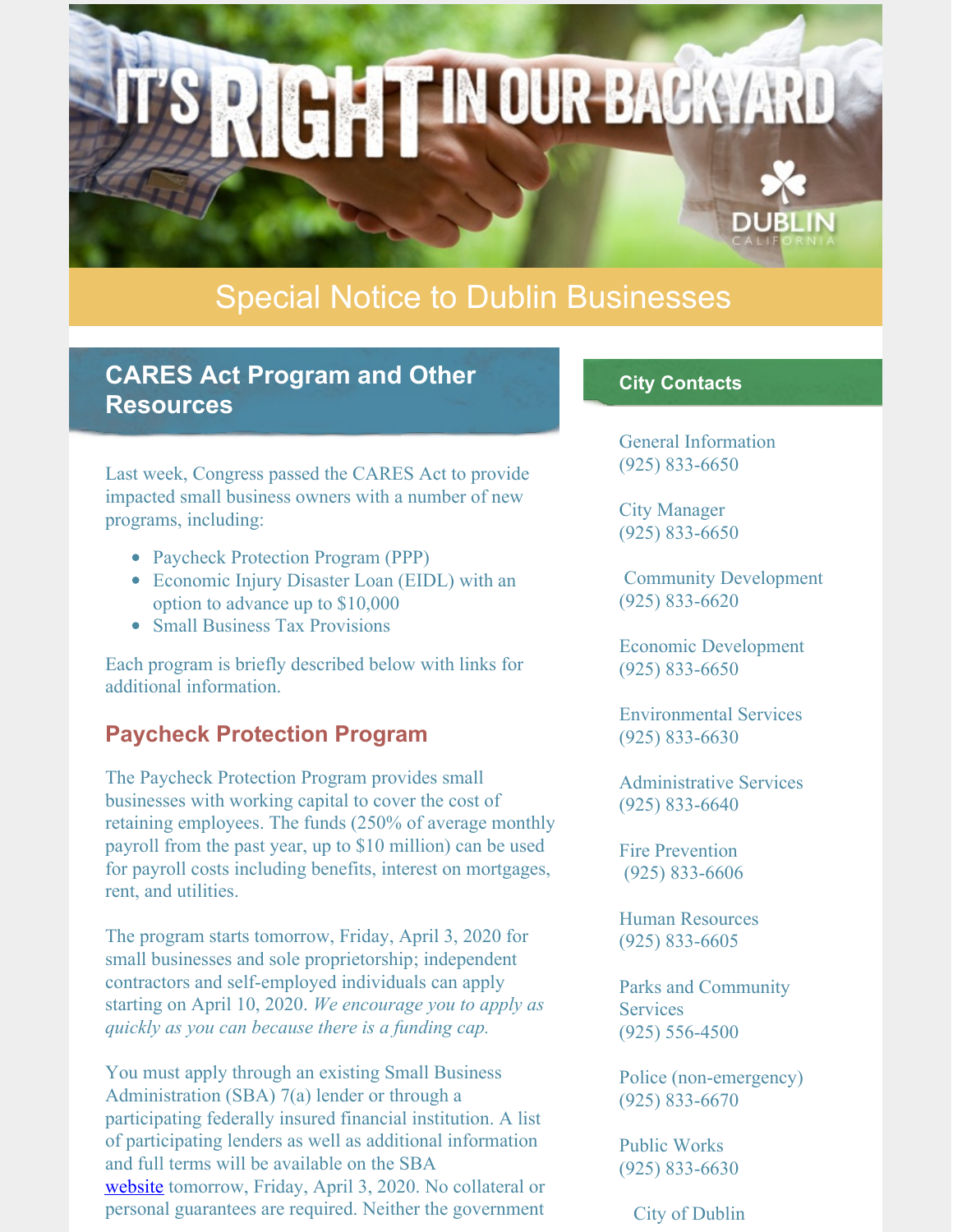# Special Notice to Dublin Businesses

## CARES Act Program and Other Resources

Last week, Congress passed the CARES Act to provide impacted small business owners with a number of new programs, including:

- Paycheck Protection Program (PPP)
- Economic Injury Disaster Loan (EIDL) with an option to advance up to $10,000
- Small Business Tax Provisions

Each program is briefly described below with links for additional information.

### Paycheck Protection Program

The Paycheck Protection Program provides small businesses with working capital to cover the cost of retaining employees. The funds (250% of average monthly payroll from the past year, up to $10 million) can be used for payroll costs including benefits, interest on mortgages, rent, and utilities.

The program starts tomorrow, Friday, April 3, 2020 for small businesses and sole proprietorship; independent contractors and self-employed individuals can apply starting on April 10, 2020. *We encourage you to apply as quickly as you can because there is a funding cap.*

You must apply through an existing Small Business Administration (SBA) 7(a) lender or through a participating federally insured financial institution. A list of participating lenders as well as additional information and full terms will be available on the SBA website tomorrow, Friday, April 3, 2020. No collateral or personal guarantees are required. Neither the government

## City Contacts

General Information
(925) 833-6650

City Manager
(925) 833-6650

Community Development
(925) 833-6620

Economic Development
(925) 833-6650

Environmental Services
(925) 833-6630

Administrative Services
(925) 833-6640

Fire Prevention
(925) 833-6606

Human Resources
(925) 833-6605

Parks and Community Services
(925) 556-4500

Police (non-emergency)
(925) 833-6670

Public Works
(925) 833-6630

City of Dublin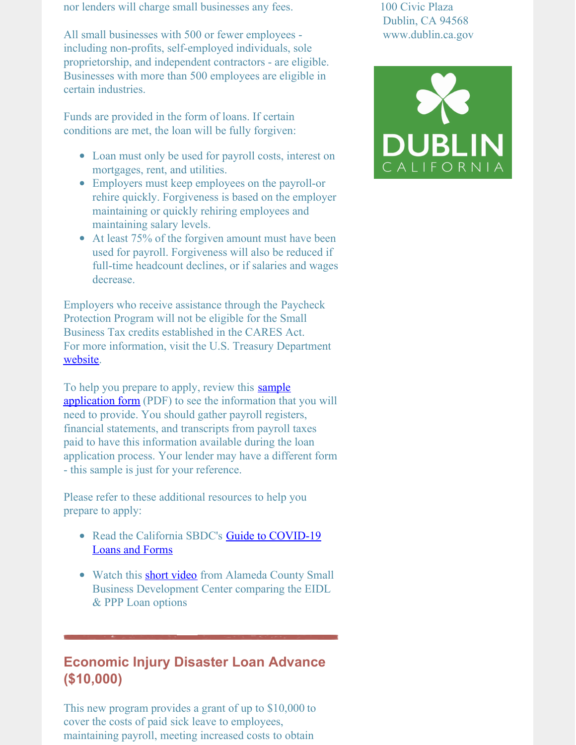nor lenders will charge small businesses any fees.

All small businesses with 500 or fewer employees - including non-profits, self-employed individuals, sole proprietorship, and independent contractors - are eligible. Businesses with more than 500 employees are eligible in certain industries.

Funds are provided in the form of loans. If certain conditions are met, the loan will be fully forgiven:

- Loan must only be used for payroll costs, interest on mortgages, rent, and utilities.
- Employers must keep employees on the payroll-or rehire quickly. Forgiveness is based on the employer maintaining or quickly rehiring employees and maintaining salary levels.
- At least 75% of the forgiven amount must have been used for payroll. Forgiveness will also be reduced if full-time headcount declines, or if salaries and wages decrease.

Employers who receive assistance through the Paycheck Protection Program will not be eligible for the Small Business Tax credits established in the CARES Act.
For more information, visit the U.S. Treasury Department website.

To help you prepare to apply, review this sample application form (PDF) to see the information that you will need to provide. You should gather payroll registers, financial statements, and transcripts from payroll taxes paid to have this information available during the loan application process. Your lender may have a different form - this sample is just for your reference.

Please refer to these additional resources to help you prepare to apply:

- Read the California SBDC's Guide to COVID-19 Loans and Forms
- Watch this short video from Alameda County Small Business Development Center comparing the EIDL & PPP Loan options

100 Civic Plaza
Dublin, CA 94568
www.dublin.ca.gov

DUBLIN CALIFORNIA

## Economic Injury Disaster Loan Advance ($10,000)

This new program provides a grant of up to $10,000 to cover the costs of paid sick leave to employees, maintaining payroll, meeting increased costs to obtain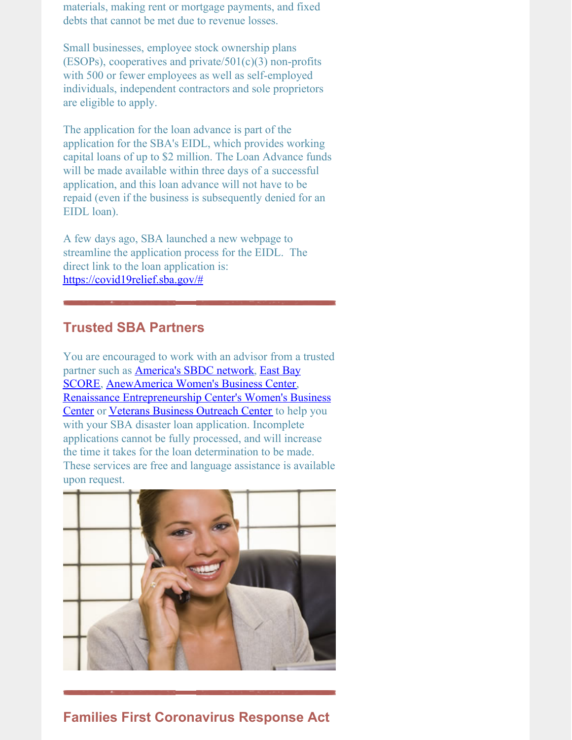materials, making rent or mortgage payments, and fixed debts that cannot be met due to revenue losses.

Small businesses, employee stock ownership plans (ESOPs), cooperatives and private/501(c)(3) non-profits with 500 or fewer employees as well as self-employed individuals, independent contractors and sole proprietors are eligible to apply.

The application for the loan advance is part of the application for the SBA's EIDL, which provides working capital loans of up to $2 million. The Loan Advance funds will be made available within three days of a successful application, and this loan advance will not have to be repaid (even if the business is subsequently denied for an EIDL loan).

A few days ago, SBA launched a new webpage to streamline the application process for the EIDL. The direct link to the loan application is: https://covid19relief.sba.gov/#

## Trusted SBA Partners

You are encouraged to work with an advisor from a trusted partner such as America's SBDC network, East Bay SCORE, AnewAmerica Women's Business Center, Renaissance Entrepreneurship Center's Women's Business Center or Veterans Business Outreach Center to help you with your SBA disaster loan application. Incomplete applications cannot be fully processed, and will increase the time it takes for the loan determination to be made. These services are free and language assistance is available upon request.

## Families First Coronavirus Response Act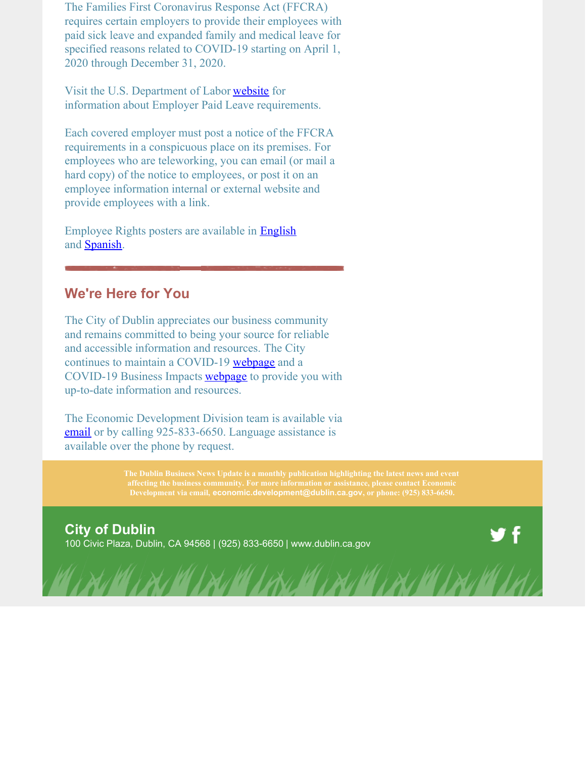The Families First Coronavirus Response Act (FFCRA) requires certain employers to provide their employees with paid sick leave and expanded family and medical leave for specified reasons related to COVID-19 starting on April 1, 2020 through December 31, 2020.

Visit the U.S. Department of Labor website for information about Employer Paid Leave requirements.

Each covered employer must post a notice of the FFCRA requirements in a conspicuous place on its premises. For employees who are teleworking, you can email (or mail a hard copy) of the notice to employees, or post it on an employee information internal or external website and provide employees with a link.

Employee Rights posters are available in English and Spanish.

## We're Here for You

The City of Dublin appreciates our business community and remains committed to being your source for reliable and accessible information and resources. The City continues to maintain a COVID-19 webpage and a COVID-19 Business Impacts webpage to provide you with up-to-date information and resources.

The Economic Development Division team is available via email or by calling 925-833-6650. Language assistance is available over the phone by request.

**The Dublin Business News Update is a monthly publication highlighting the latest news and event affecting the business community. For more information or assistance, please contact Economic Development via email, economic.development@dublin.ca.gov, or phone: (925) 833-6650.**

**City of Dublin**
100 Civic Plaza, Dublin, CA 94568 | (925) 833-6650 | www.dublin.ca.gov